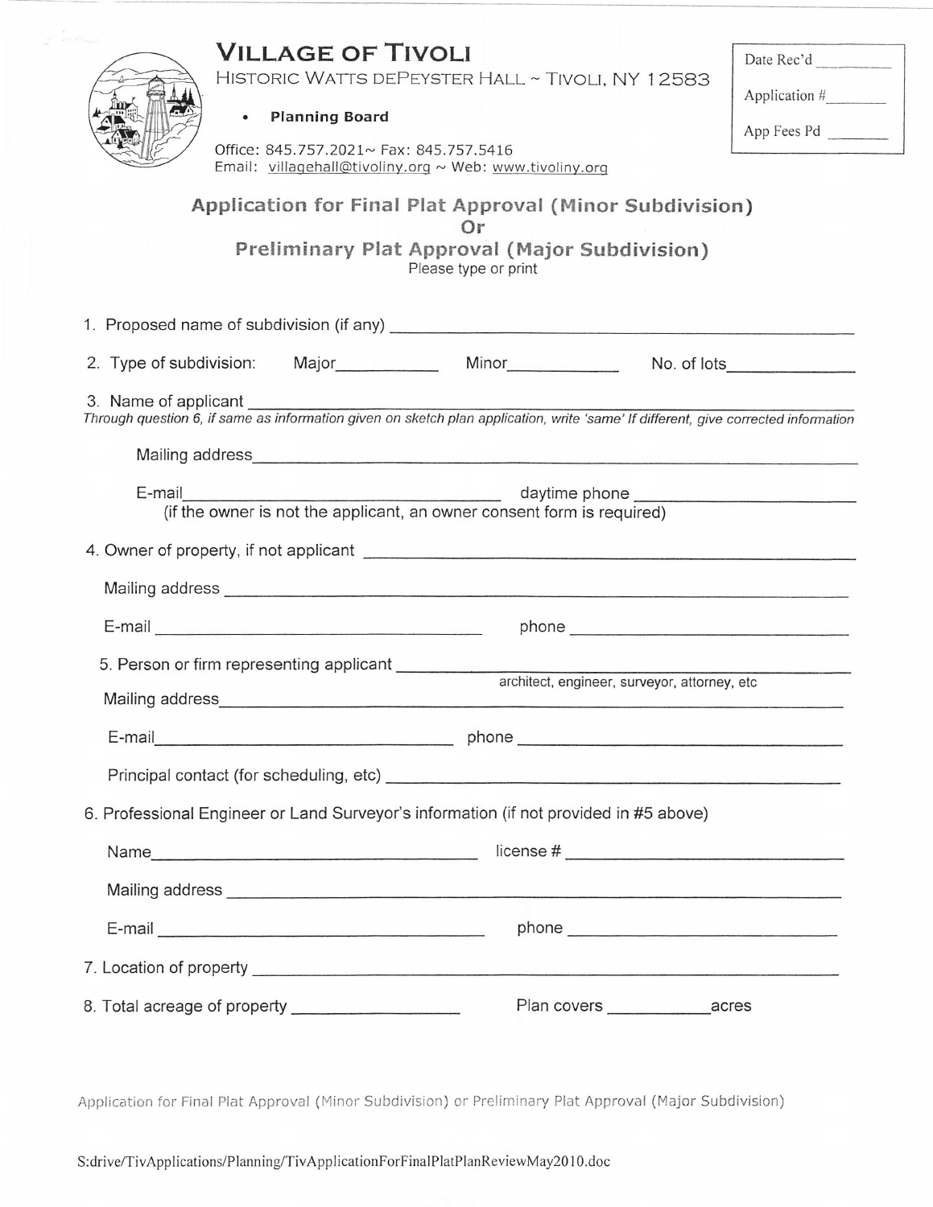# VILLAGE OF TIVOLI

HISTORIC WATTS DEPEYSTER HALL ~ TIVOLI, NY 12583

- **Planning Board**

Office: 845.757.2021~ Fax: 845.757.5416
Email: villagehall@tivoliny.org ~ Web: www.tivoliny.org

Date Rec'd ________

Application # ________

App Fees Pd ________

## Application for Final Plat Approval (Minor Subdivision) Or Preliminary Plat Approval (Major Subdivision)

Please type or print

1. Proposed name of subdivision (if any) ____________________

2. Type of subdivision: Major__________ Minor__________ No. of lots__________

3. Name of applicant ____________________

*Through question 6, if same as information given on sketch plan application, write 'same' If different, give corrected information*

   Mailing address____________________

   E-mail____________________ daytime phone ____________________
   (if the owner is not the applicant, an owner consent form is required)

4. Owner of property, if not applicant ____________________

   Mailing address ____________________

   E-mail ____________________ phone ____________________

5. Person or firm representing applicant ____________________
   architect, engineer, surveyor, attorney, etc

   Mailing address____________________

   E-mail____________________ phone ____________________

   Principal contact (for scheduling, etc) ____________________

6. Professional Engineer or Land Surveyor's information (if not provided in #5 above)

   Name____________________ license # ____________________

   Mailing address ____________________

   E-mail ____________________ phone ____________________

7. Location of property ____________________

8. Total acreage of property ____________________ Plan covers __________acres

Application for Final Plat Approval (Minor Subdivision) or Preliminary Plat Approval (Major Subdivision)

S:drive/TivApplications/Planning/TivApplicationForFinalPlatPlanReviewMay2010.doc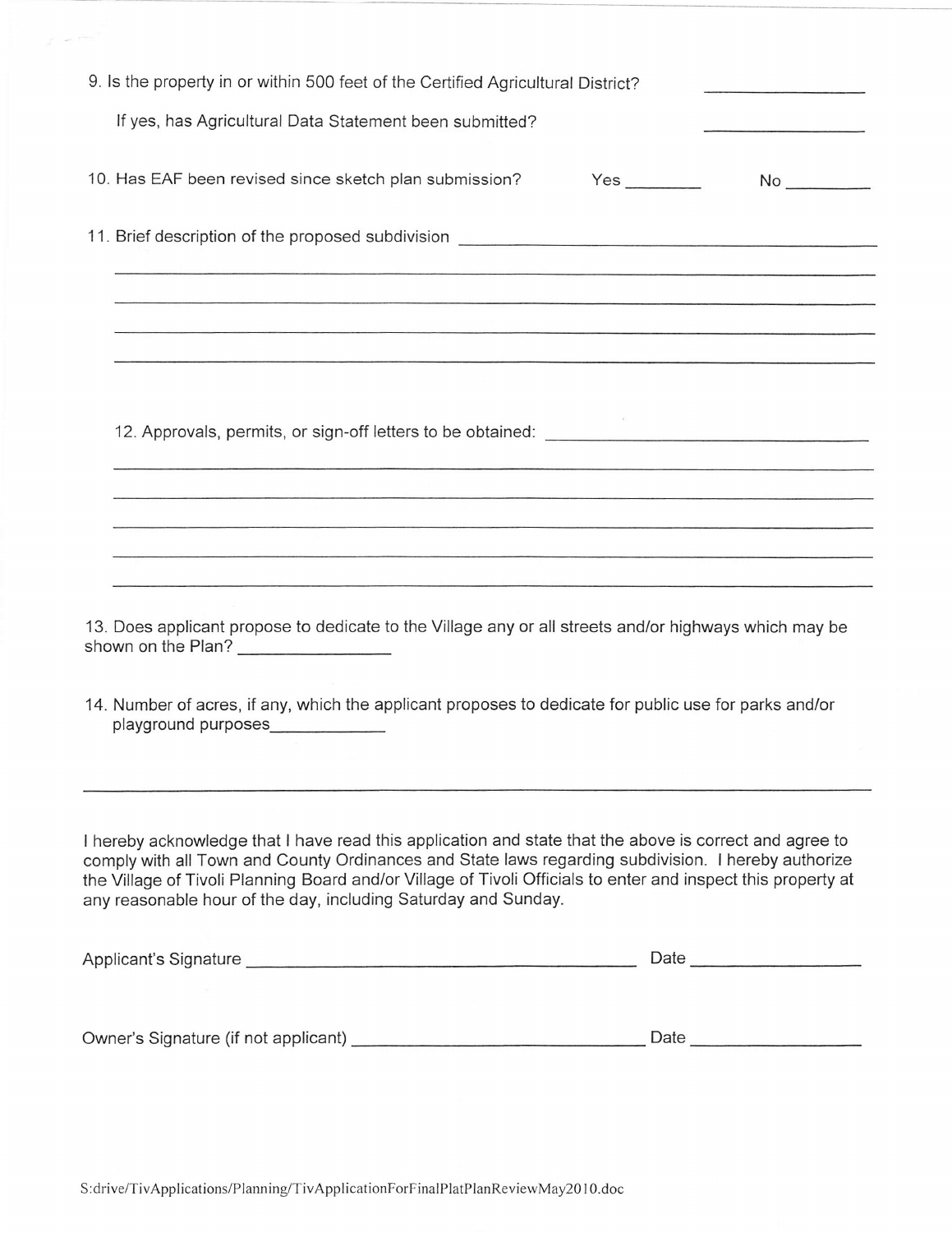9. Is the property in or within 500 feet of the Certified Agricultural District? \_\_\_\_\_\_\_\_\_\_\_\_\_\_\_\_

   If yes, has Agricultural Data Statement been submitted? \_\_\_\_\_\_\_\_\_\_\_\_\_\_\_\_

10. Has EAF been revised since sketch plan submission? Yes \_\_\_\_\_\_\_\_ No \_\_\_\_\_\_\_\_

11. Brief description of the proposed subdivision \_\_\_\_\_\_\_\_\_\_\_\_\_\_\_\_\_\_\_\_\_\_\_\_\_\_\_\_\_\_\_\_\_\_\_\_\_\_\_\_\_\_\_\_

    \_\_\_\_\_\_\_\_\_\_\_\_\_\_\_\_\_\_\_\_\_\_\_\_\_\_\_\_\_\_\_\_\_\_\_\_\_\_\_\_\_\_\_\_\_\_\_\_\_\_\_\_\_\_\_\_\_\_\_\_\_\_\_\_\_\_\_\_\_\_

    \_\_\_\_\_\_\_\_\_\_\_\_\_\_\_\_\_\_\_\_\_\_\_\_\_\_\_\_\_\_\_\_\_\_\_\_\_\_\_\_\_\_\_\_\_\_\_\_\_\_\_\_\_\_\_\_\_\_\_\_\_\_\_\_\_\_\_\_\_\_

    \_\_\_\_\_\_\_\_\_\_\_\_\_\_\_\_\_\_\_\_\_\_\_\_\_\_\_\_\_\_\_\_\_\_\_\_\_\_\_\_\_\_\_\_\_\_\_\_\_\_\_\_\_\_\_\_\_\_\_\_\_\_\_\_\_\_\_\_\_\_

    \_\_\_\_\_\_\_\_\_\_\_\_\_\_\_\_\_\_\_\_\_\_\_\_\_\_\_\_\_\_\_\_\_\_\_\_\_\_\_\_\_\_\_\_\_\_\_\_\_\_\_\_\_\_\_\_\_\_\_\_\_\_\_\_\_\_\_\_\_\_

12. Approvals, permits, or sign-off letters to be obtained: \_\_\_\_\_\_\_\_\_\_\_\_\_\_\_\_\_\_\_\_\_\_\_\_\_\_\_\_\_\_\_\_\_\_\_\_

    \_\_\_\_\_\_\_\_\_\_\_\_\_\_\_\_\_\_\_\_\_\_\_\_\_\_\_\_\_\_\_\_\_\_\_\_\_\_\_\_\_\_\_\_\_\_\_\_\_\_\_\_\_\_\_\_\_\_\_\_\_\_\_\_\_\_\_\_\_\_

    \_\_\_\_\_\_\_\_\_\_\_\_\_\_\_\_\_\_\_\_\_\_\_\_\_\_\_\_\_\_\_\_\_\_\_\_\_\_\_\_\_\_\_\_\_\_\_\_\_\_\_\_\_\_\_\_\_\_\_\_\_\_\_\_\_\_\_\_\_\_

    \_\_\_\_\_\_\_\_\_\_\_\_\_\_\_\_\_\_\_\_\_\_\_\_\_\_\_\_\_\_\_\_\_\_\_\_\_\_\_\_\_\_\_\_\_\_\_\_\_\_\_\_\_\_\_\_\_\_\_\_\_\_\_\_\_\_\_\_\_\_

    \_\_\_\_\_\_\_\_\_\_\_\_\_\_\_\_\_\_\_\_\_\_\_\_\_\_\_\_\_\_\_\_\_\_\_\_\_\_\_\_\_\_\_\_\_\_\_\_\_\_\_\_\_\_\_\_\_\_\_\_\_\_\_\_\_\_\_\_\_\_

    \_\_\_\_\_\_\_\_\_\_\_\_\_\_\_\_\_\_\_\_\_\_\_\_\_\_\_\_\_\_\_\_\_\_\_\_\_\_\_\_\_\_\_\_\_\_\_\_\_\_\_\_\_\_\_\_\_\_\_\_\_\_\_\_\_\_\_\_\_\_

13. Does applicant propose to dedicate to the Village any or all streets and/or highways which may be shown on the Plan? \_\_\_\_\_\_\_\_\_\_\_\_\_\_\_\_

14. Number of acres, if any, which the applicant proposes to dedicate for public use for parks and/or playground purposes\_\_\_\_\_\_\_\_\_\_\_\_\_

---

I hereby acknowledge that I have read this application and state that the above is correct and agree to comply with all Town and County Ordinances and State laws regarding subdivision. I hereby authorize the Village of Tivoli Planning Board and/or Village of Tivoli Officials to enter and inspect this property at any reasonable hour of the day, including Saturday and Sunday.

Applicant's Signature \_\_\_\_\_\_\_\_\_\_\_\_\_\_\_\_\_\_\_\_\_\_\_\_\_\_\_\_\_\_\_\_\_\_\_\_\_\_\_\_\_\_ Date \_\_\_\_\_\_\_\_\_\_\_\_\_\_\_\_\_\_

Owner's Signature (if not applicant) \_\_\_\_\_\_\_\_\_\_\_\_\_\_\_\_\_\_\_\_\_\_\_\_\_\_\_\_\_\_\_\_ Date \_\_\_\_\_\_\_\_\_\_\_\_\_\_\_\_\_\_

S:drive/TivApplications/Planning/TivApplicationForFinalPlatPlanReviewMay2010.doc